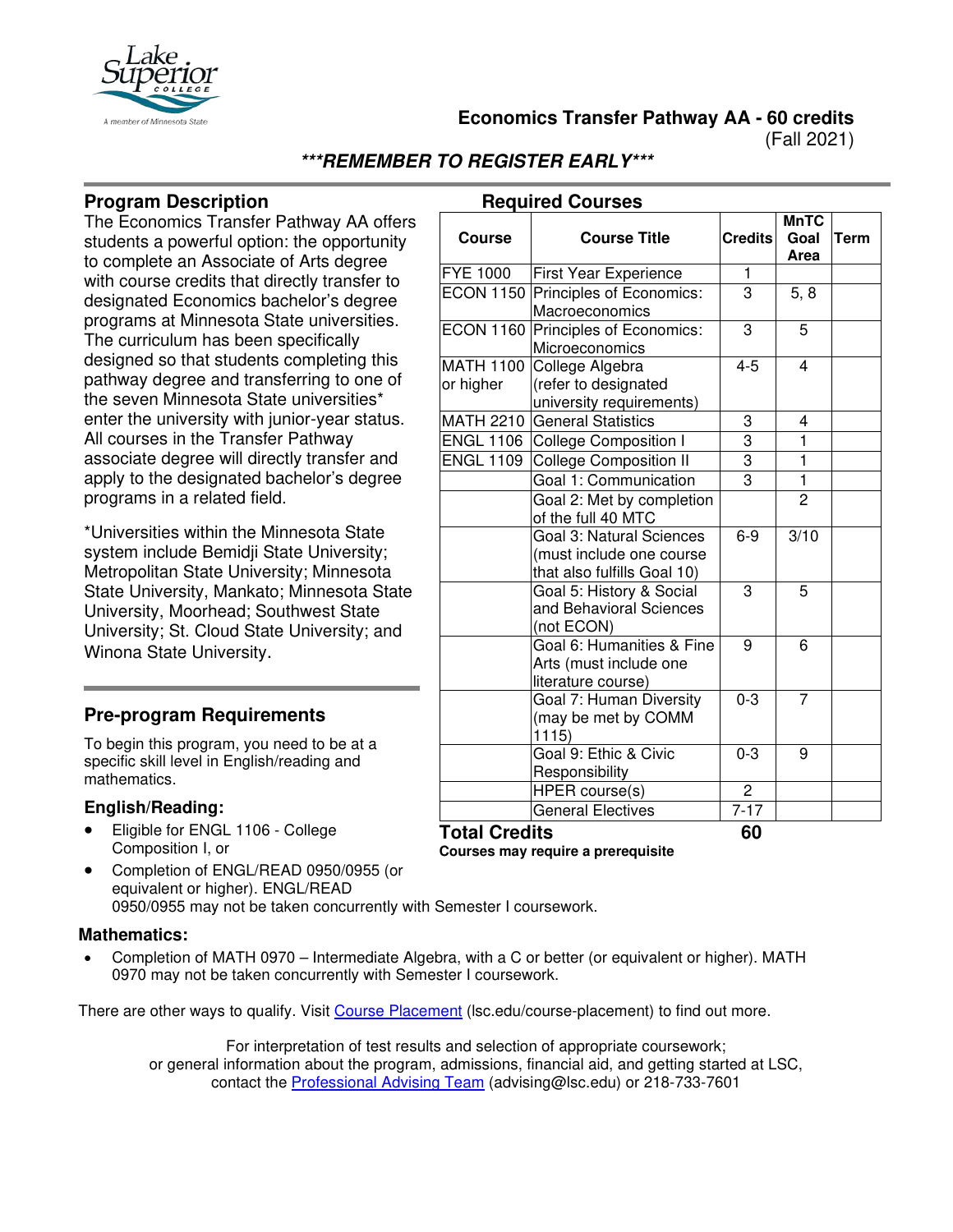# Economics Transfer Pathway AA - 60 credits

(Fall 2021)

***REMEMBER TO REGISTER EARLY***

## Program Description

The Economics Transfer Pathway AA offers students a powerful option: the opportunity to complete an Associate of Arts degree with course credits that directly transfer to designated Economics bachelor's degree programs at Minnesota State universities. The curriculum has been specifically designed so that students completing this pathway degree and transferring to one of the seven Minnesota State universities* enter the university with junior-year status. All courses in the Transfer Pathway associate degree will directly transfer and apply to the designated bachelor's degree programs in a related field.

*Universities within the Minnesota State system include Bemidji State University; Metropolitan State University; Minnesota State University, Mankato; Minnesota State University, Moorhead; Southwest State University; St. Cloud State University; and Winona State University.

## Required Courses

| Course | Course Title | Credits | MnTC Goal Area | Term |
|---|---|---|---|---|
| FYE 1000 | First Year Experience | 1 | | |
| ECON 1150 | Principles of Economics: Macroeconomics | 3 | 5, 8 | |
| ECON 1160 | Principles of Economics: Microeconomics | 3 | 5 | |
| MATH 1100 or higher | College Algebra (refer to designated university requirements) | 4-5 | 4 | |
| MATH 2210 | General Statistics | 3 | 4 | |
| ENGL 1106 | College Composition I | 3 | 1 | |
| ENGL 1109 | College Composition II | 3 | 1 | |
| | Goal 1: Communication | 3 | 1 | |
| | Goal 2: Met by completion of the full 40 MTC | | 2 | |
| | Goal 3: Natural Sciences (must include one course that also fulfills Goal 10) | 6-9 | 3/10 | |
| | Goal 5: History & Social and Behavioral Sciences (not ECON) | 3 | 5 | |
| | Goal 6: Humanities & Fine Arts (must include one literature course) | 9 | 6 | |
| | Goal 7: Human Diversity (may be met by COMM 1115) | 0-3 | 7 | |
| | Goal 9: Ethic & Civic Responsibility | 0-3 | 9 | |
| | HPER course(s) | 2 | | |
| | General Electives | 7-17 | | |
| **Total Credits** | | **60** | | |

**Courses may require a prerequisite**

## Pre-program Requirements

To begin this program, you need to be at a specific skill level in English/reading and mathematics.

### English/Reading:

- Eligible for ENGL 1106 - College Composition I, or
- Completion of ENGL/READ 0950/0955 (or equivalent or higher). ENGL/READ 0950/0955 may not be taken concurrently with Semester I coursework.

### Mathematics:

- Completion of MATH 0970 – Intermediate Algebra, with a C or better (or equivalent or higher). MATH 0970 may not be taken concurrently with Semester I coursework.

There are other ways to qualify. Visit Course Placement (lsc.edu/course-placement) to find out more.

For interpretation of test results and selection of appropriate coursework; or general information about the program, admissions, financial aid, and getting started at LSC, contact the Professional Advising Team (advising@lsc.edu) or 218-733-7601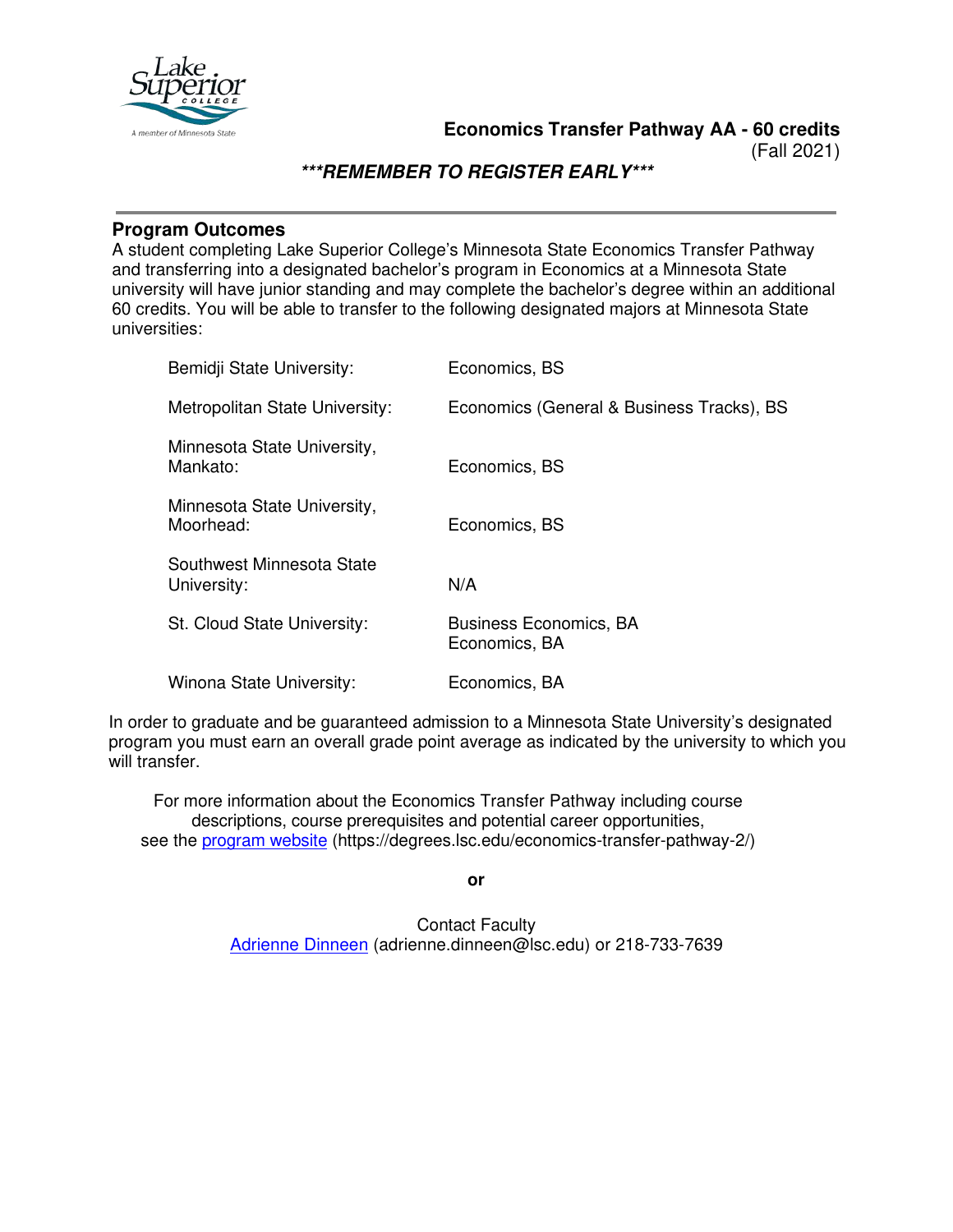# Economics Transfer Pathway AA - 60 credits

(Fall 2021)

***REMEMBER TO REGISTER EARLY***

## Program Outcomes

A student completing Lake Superior College's Minnesota State Economics Transfer Pathway and transferring into a designated bachelor's program in Economics at a Minnesota State university will have junior standing and may complete the bachelor's degree within an additional 60 credits. You will be able to transfer to the following designated majors at Minnesota State universities:

| University | Major |
|---|---|
| Bemidji State University: | Economics, BS |
| Metropolitan State University: | Economics (General & Business Tracks), BS |
| Minnesota State University, Mankato: | Economics, BS |
| Minnesota State University, Moorhead: | Economics, BS |
| Southwest Minnesota State University: | N/A |
| St. Cloud State University: | Business Economics, BA<br>Economics, BA |
| Winona State University: | Economics, BA |

In order to graduate and be guaranteed admission to a Minnesota State University's designated program you must earn an overall grade point average as indicated by the university to which you will transfer.

For more information about the Economics Transfer Pathway including course descriptions, course prerequisites and potential career opportunities, see the program website (https://degrees.lsc.edu/economics-transfer-pathway-2/)

**or**

Contact Faculty
Adrienne Dinneen (adrienne.dinneen@lsc.edu) or 218-733-7639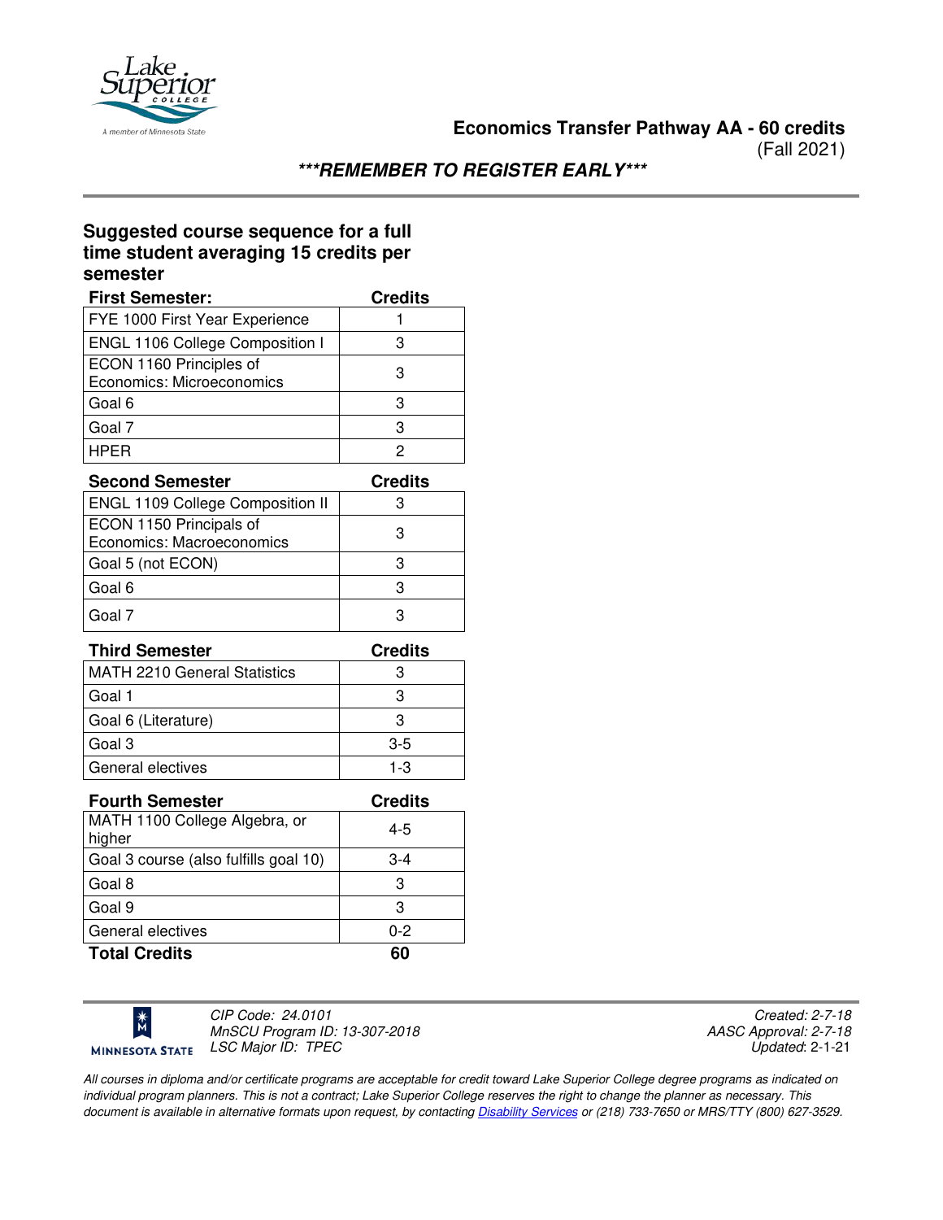## Economics Transfer Pathway AA - 60 credits

(Fall 2021)

***REMEMBER TO REGISTER EARLY***

### Suggested course sequence for a full time student averaging 15 credits per semester

| First Semester: | Credits |
| --- | --- |
| FYE 1000 First Year Experience | 1 |
| ENGL 1106 College Composition I | 3 |
| ECON 1160 Principles of Economics: Microeconomics | 3 |
| Goal 6 | 3 |
| Goal 7 | 3 |
| HPER | 2 |

| Second Semester | Credits |
| --- | --- |
| ENGL 1109 College Composition II | 3 |
| ECON 1150 Principals of Economics: Macroeconomics | 3 |
| Goal 5 (not ECON) | 3 |
| Goal 6 | 3 |
| Goal 7 | 3 |

| Third Semester | Credits |
| --- | --- |
| MATH 2210 General Statistics | 3 |
| Goal 1 | 3 |
| Goal 6 (Literature) | 3 |
| Goal 3 | 3-5 |
| General electives | 1-3 |

| Fourth Semester | Credits |
| --- | --- |
| MATH 1100 College Algebra, or higher | 4-5 |
| Goal 3 course (also fulfills goal 10) | 3-4 |
| Goal 8 | 3 |
| Goal 9 | 3 |
| General electives | 0-2 |
| **Total Credits** | **60** |

*CIP Code: 24.0101*
*MnSCU Program ID: 13-307-2018*
*LSC Major ID: TPEC*

*Created: 2-7-18*
*AASC Approval: 2-7-18*
*Updated: 2-1-21*

*All courses in diploma and/or certificate programs are acceptable for credit toward Lake Superior College degree programs as indicated on individual program planners. This is not a contract; Lake Superior College reserves the right to change the planner as necessary. This document is available in alternative formats upon request, by contacting Disability Services or (218) 733-7650 or MRS/TTY (800) 627-3529.*